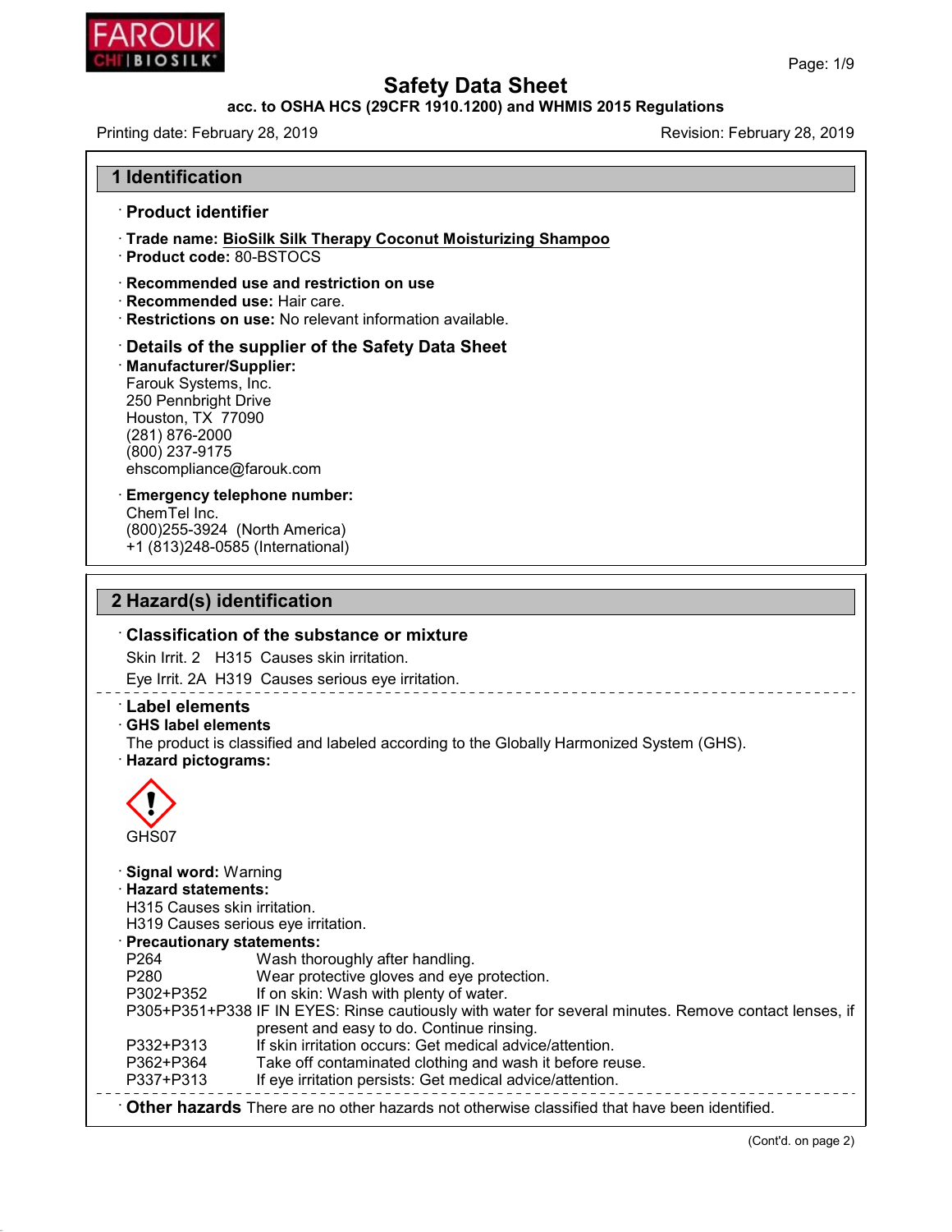# Safety Data Sheet

**acc. to OSHA HCS (29CFR 1910.1200) and WHMIS 2015 Regulations**

Printing date: February 28, 2019 Revision: February 28, 2019

## 1 Identification

### · Product identifier

· **Trade name:** **BioSilk Silk Therapy Coconut Moisturizing Shampoo**
· **Product code:** 80-BSTOCS

· **Recommended use and restriction on use**
· **Recommended use:** Hair care.
· **Restrictions on use:** No relevant information available.

### · Details of the supplier of the Safety Data Sheet

· **Manufacturer/Supplier:**
Farouk Systems, Inc.
250 Pennbright Drive
Houston, TX 77090
(281) 876-2000
(800) 237-9175
ehscompliance@farouk.com

· **Emergency telephone number:**
ChemTel Inc.
(800)255-3924 (North America)
+1 (813)248-0585 (International)

## 2 Hazard(s) identification

### · Classification of the substance or mixture

Skin Irrit. 2 H315 Causes skin irritation.

Eye Irrit. 2A H319 Causes serious eye irritation.

### · Label elements

· **GHS label elements**
The product is classified and labeled according to the Globally Harmonized System (GHS).
· **Hazard pictograms:**

GHS07

· **Signal word:** Warning
· **Hazard statements:**
H315 Causes skin irritation.
H319 Causes serious eye irritation.
· **Precautionary statements:**

| | |
|---|---|
| P264 | Wash thoroughly after handling. |
| P280 | Wear protective gloves and eye protection. |
| P302+P352 | If on skin: Wash with plenty of water. |
| P305+P351+P338 | IF IN EYES: Rinse cautiously with water for several minutes. Remove contact lenses, if present and easy to do. Continue rinsing. |
| P332+P313 | If skin irritation occurs: Get medical advice/attention. |
| P362+P364 | Take off contaminated clothing and wash it before reuse. |
| P337+P313 | If eye irritation persists: Get medical advice/attention. |

· **Other hazards** There are no other hazards not otherwise classified that have been identified.

(Cont'd. on page 2)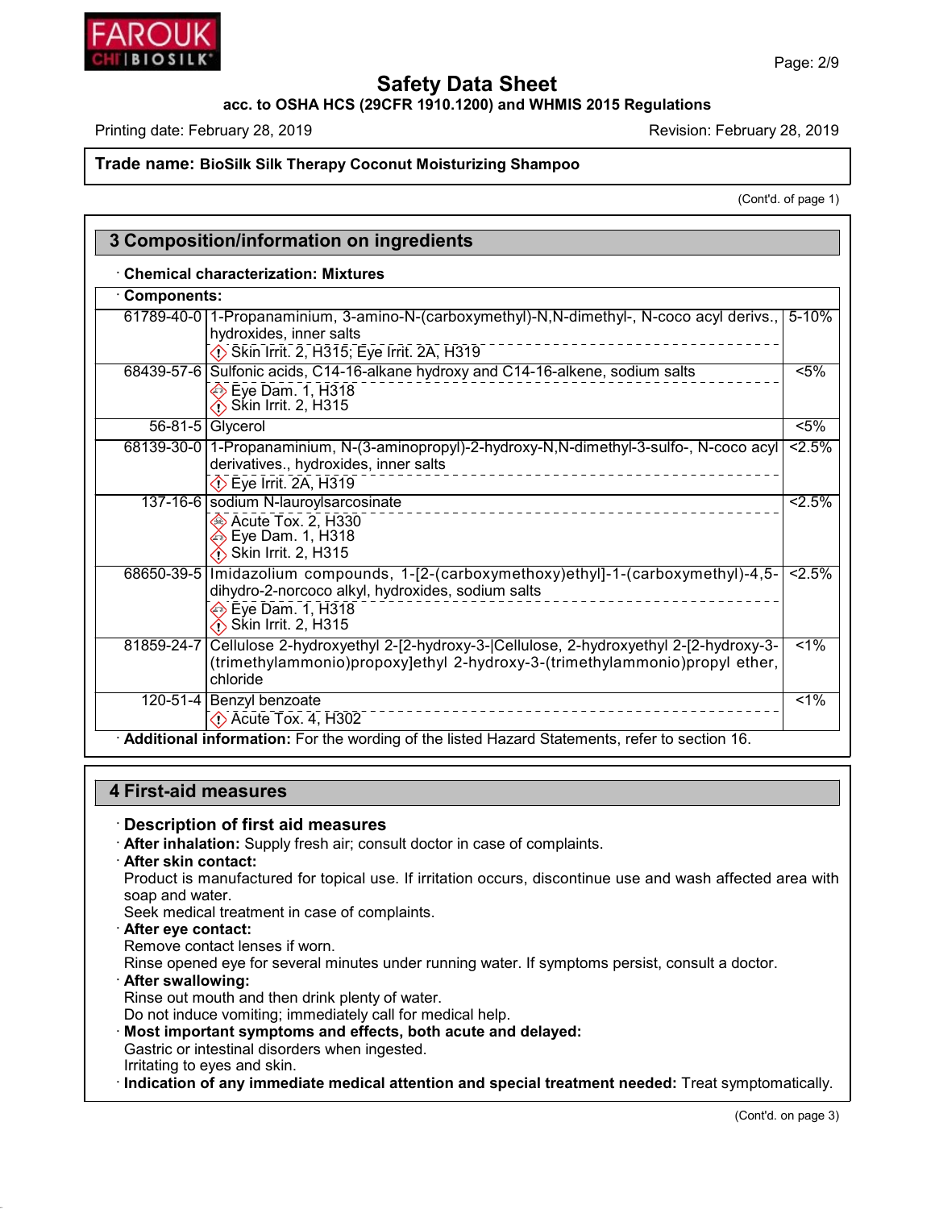# Safety Data Sheet

**acc. to OSHA HCS (29CFR 1910.1200) and WHMIS 2015 Regulations**

Printing date: February 28, 2019 Revision: February 28, 2019

**Trade name: BioSilk Silk Therapy Coconut Moisturizing Shampoo**

(Cont'd. of page 1)

## 3 Composition/information on ingredients

· **Chemical characterization: Mixtures**

· **Components:**

| CAS | Name | % |
|---|---|---|
| 61789-40-0 | 1-Propanaminium, 3-amino-N-(carboxymethyl)-N,N-dimethyl-, N-coco acyl derivs., hydroxides, inner salts<br>Skin Irrit. 2, H315; Eye Irrit. 2A, H319 | 5-10% |
| 68439-57-6 | Sulfonic acids, C14-16-alkane hydroxy and C14-16-alkene, sodium salts<br>Eye Dam. 1, H318<br>Skin Irrit. 2, H315 | <5% |
| 56-81-5 | Glycerol | <5% |
| 68139-30-0 | 1-Propanaminium, N-(3-aminopropyl)-2-hydroxy-N,N-dimethyl-3-sulfo-, N-coco acyl derivatives., hydroxides, inner salts<br>Eye Irrit. 2A, H319 | <2.5% |
| 137-16-6 | sodium N-lauroylsarcosinate<br>Acute Tox. 2, H330<br>Eye Dam. 1, H318<br>Skin Irrit. 2, H315 | <2.5% |
| 68650-39-5 | Imidazolium compounds, 1-[2-(carboxymethoxy)ethyl]-1-(carboxymethyl)-4,5-dihydro-2-norcoco alkyl, hydroxides, sodium salts<br>Eye Dam. 1, H318<br>Skin Irrit. 2, H315 | <2.5% |
| 81859-24-7 | Cellulose 2-hydroxyethyl 2-[2-hydroxy-3-\|Cellulose, 2-hydroxyethyl 2-[2-hydroxy-3-(trimethylammonio)propoxy]ethyl 2-hydroxy-3-(trimethylammonio)propyl ether, chloride | <1% |
| 120-51-4 | Benzyl benzoate<br>Acute Tox. 4, H302 | <1% |

· **Additional information:** For the wording of the listed Hazard Statements, refer to section 16.

## 4 First-aid measures

### · Description of first aid measures

· **After inhalation:** Supply fresh air; consult doctor in case of complaints.

· **After skin contact:**
Product is manufactured for topical use. If irritation occurs, discontinue use and wash affected area with soap and water.
Seek medical treatment in case of complaints.

· **After eye contact:**
Remove contact lenses if worn.
Rinse opened eye for several minutes under running water. If symptoms persist, consult a doctor.

· **After swallowing:**
Rinse out mouth and then drink plenty of water.
Do not induce vomiting; immediately call for medical help.

· **Most important symptoms and effects, both acute and delayed:**
Gastric or intestinal disorders when ingested.
Irritating to eyes and skin.

· **Indication of any immediate medical attention and special treatment needed:** Treat symptomatically.

(Cont'd. on page 3)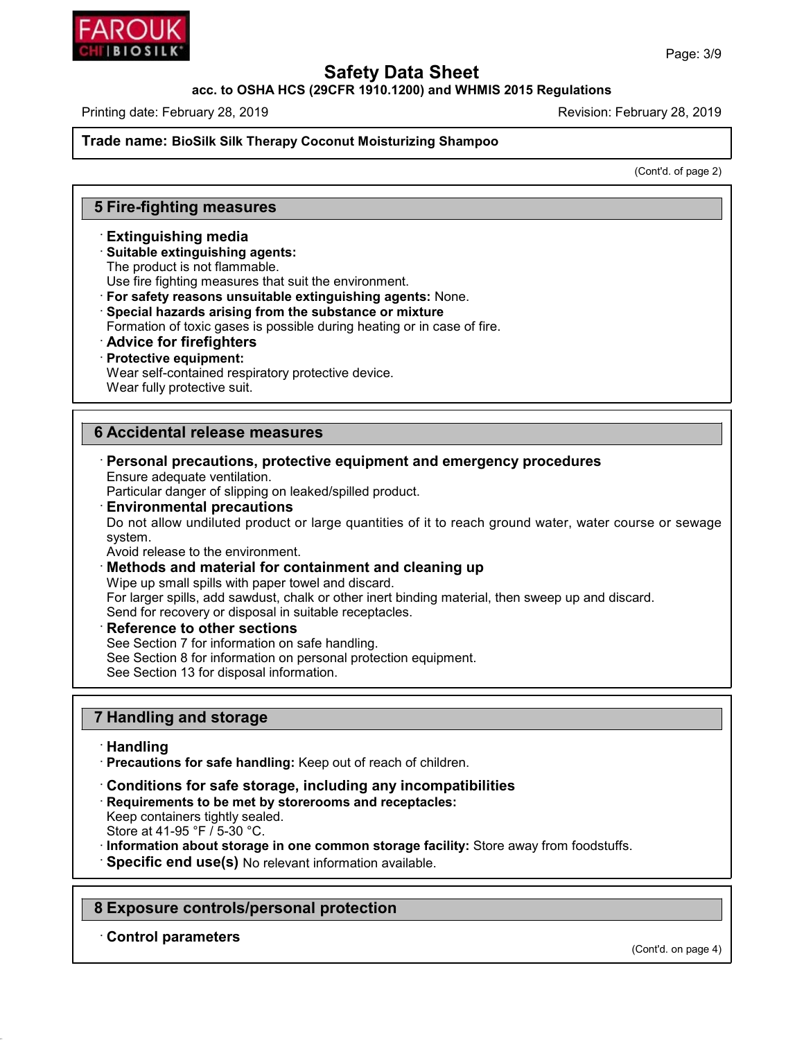**Trade name: BioSilk Silk Therapy Coconut Moisturizing Shampoo**

(Cont'd. of page 2)

## 5 Fire-fighting measures

- **Extinguishing media**
- **Suitable extinguishing agents:**
  The product is not flammable.
  Use fire fighting measures that suit the environment.
- **For safety reasons unsuitable extinguishing agents:** None.
- **Special hazards arising from the substance or mixture**
  Formation of toxic gases is possible during heating or in case of fire.
- **Advice for firefighters**
- **Protective equipment:**
  Wear self-contained respiratory protective device.
  Wear fully protective suit.

## 6 Accidental release measures

- **Personal precautions, protective equipment and emergency procedures**
  Ensure adequate ventilation.
  Particular danger of slipping on leaked/spilled product.
- **Environmental precautions**
  Do not allow undiluted product or large quantities of it to reach ground water, water course or sewage system.
  Avoid release to the environment.
- **Methods and material for containment and cleaning up**
  Wipe up small spills with paper towel and discard.
  For larger spills, add sawdust, chalk or other inert binding material, then sweep up and discard.
  Send for recovery or disposal in suitable receptacles.
- **Reference to other sections**
  See Section 7 for information on safe handling.
  See Section 8 for information on personal protection equipment.
  See Section 13 for disposal information.

## 7 Handling and storage

- **Handling**
- **Precautions for safe handling:** Keep out of reach of children.
- **Conditions for safe storage, including any incompatibilities**
- **Requirements to be met by storerooms and receptacles:**
  Keep containers tightly sealed.
  Store at 41-95 °F / 5-30 °C.
- **Information about storage in one common storage facility:** Store away from foodstuffs.
- **Specific end use(s)** No relevant information available.

## 8 Exposure controls/personal protection

- **Control parameters**

(Cont'd. on page 4)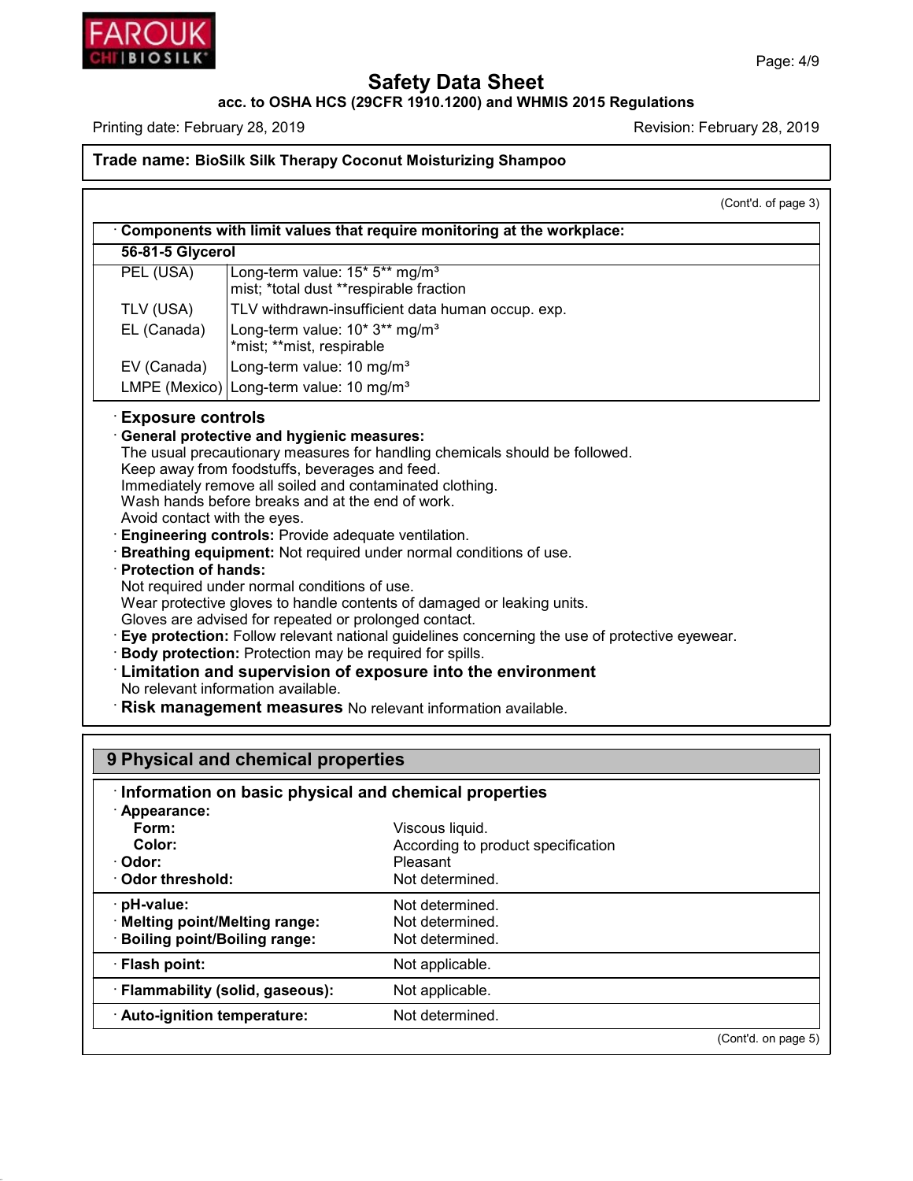**Trade name: BioSilk Silk Therapy Coconut Moisturizing Shampoo**

(Cont'd. of page 3)

· **Components with limit values that require monitoring at the workplace:**

| **56-81-5 Glycerol** | |
|---|---|
| PEL (USA) | Long-term value: 15* 5** mg/m³<br>mist; *total dust **respirable fraction |
| TLV (USA) | TLV withdrawn-insufficient data human occup. exp. |
| EL (Canada) | Long-term value: 10* 3** mg/m³<br>*mist; **mist, respirable |
| EV (Canada) | Long-term value: 10 mg/m³ |
| LMPE (Mexico) | Long-term value: 10 mg/m³ |

· **Exposure controls**

· **General protective and hygienic measures:**
The usual precautionary measures for handling chemicals should be followed.
Keep away from foodstuffs, beverages and feed.
Immediately remove all soiled and contaminated clothing.
Wash hands before breaks and at the end of work.
Avoid contact with the eyes.

· **Engineering controls:** Provide adequate ventilation.

· **Breathing equipment:** Not required under normal conditions of use.

· **Protection of hands:**
Not required under normal conditions of use.
Wear protective gloves to handle contents of damaged or leaking units.
Gloves are advised for repeated or prolonged contact.

· **Eye protection:** Follow relevant national guidelines concerning the use of protective eyewear.

· **Body protection:** Protection may be required for spills.

· **Limitation and supervision of exposure into the environment**
No relevant information available.

· **Risk management measures** No relevant information available.

## 9 Physical and chemical properties

· **Information on basic physical and chemical properties**

| | |
|---|---|
| · **Appearance:** | |
| **Form:** | Viscous liquid. |
| **Color:** | According to product specification |
| · **Odor:** | Pleasant |
| · **Odor threshold:** | Not determined. |
| · **pH-value:** | Not determined. |
| · **Melting point/Melting range:** | Not determined. |
| · **Boiling point/Boiling range:** | Not determined. |
| · **Flash point:** | Not applicable. |
| · **Flammability (solid, gaseous):** | Not applicable. |
| · **Auto-ignition temperature:** | Not determined. |

(Cont'd. on page 5)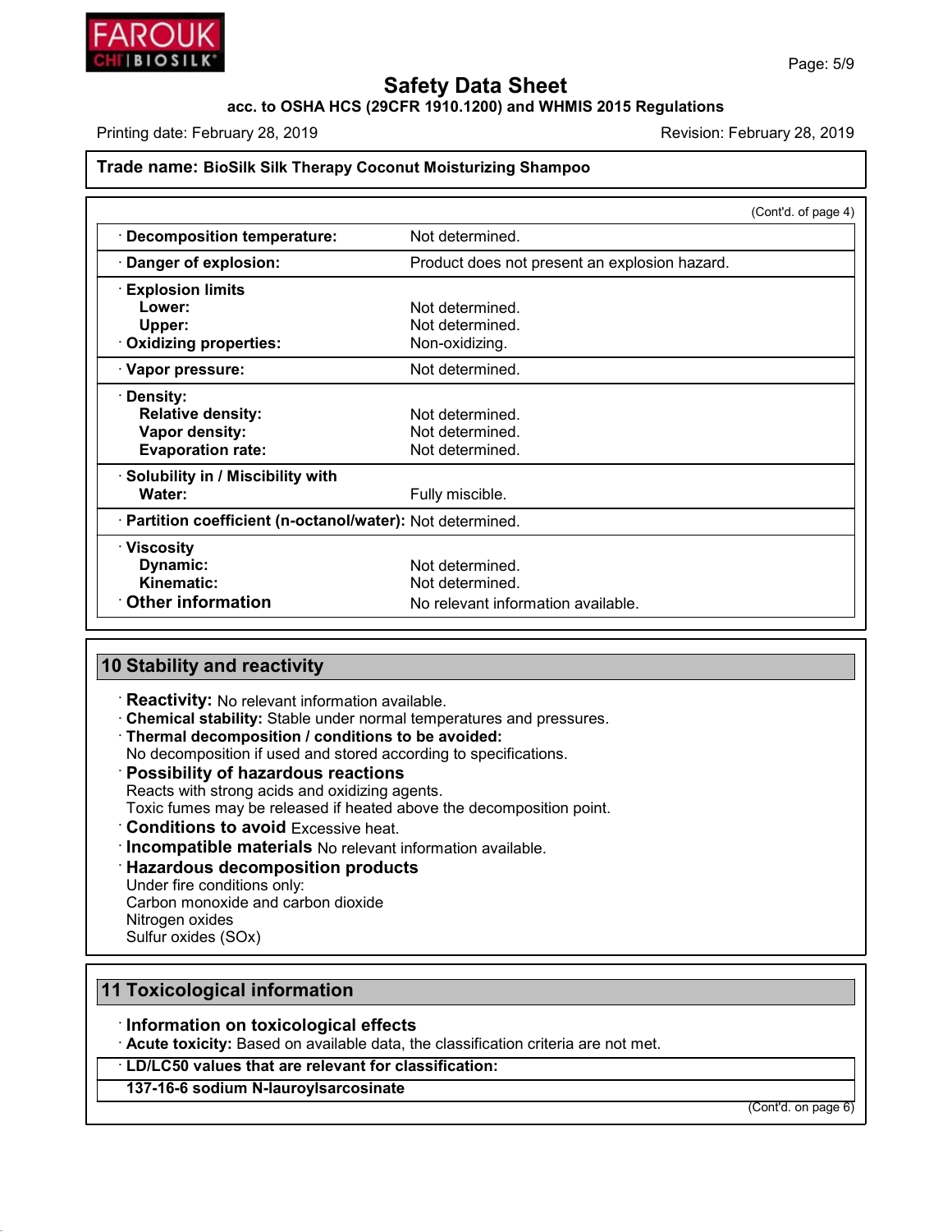**Trade name: BioSilk Silk Therapy Coconut Moisturizing Shampoo**

(Cont'd. of page 4)

| | |
|---|---|
| · **Decomposition temperature:** | Not determined. |
| · **Danger of explosion:** | Product does not present an explosion hazard. |
| · **Explosion limits** | |
| **Lower:** | Not determined. |
| **Upper:** | Not determined. |
| · **Oxidizing properties:** | Non-oxidizing. |
| · **Vapor pressure:** | Not determined. |
| · **Density:** | |
| **Relative density:** | Not determined. |
| **Vapor density:** | Not determined. |
| **Evaporation rate:** | Not determined. |
| · **Solubility in / Miscibility with** | |
| **Water:** | Fully miscible. |
| · **Partition coefficient (n-octanol/water):** | Not determined. |
| · **Viscosity** | |
| **Dynamic:** | Not determined. |
| **Kinematic:** | Not determined. |
| · **Other information** | No relevant information available. |

## 10 Stability and reactivity

· **Reactivity:** No relevant information available.
· **Chemical stability:** Stable under normal temperatures and pressures.
· **Thermal decomposition / conditions to be avoided:**
No decomposition if used and stored according to specifications.
· **Possibility of hazardous reactions**
Reacts with strong acids and oxidizing agents.
Toxic fumes may be released if heated above the decomposition point.
· **Conditions to avoid** Excessive heat.
· **Incompatible materials** No relevant information available.
· **Hazardous decomposition products**
Under fire conditions only:
Carbon monoxide and carbon dioxide
Nitrogen oxides
Sulfur oxides (SOx)

## 11 Toxicological information

· **Information on toxicological effects**
· **Acute toxicity:** Based on available data, the classification criteria are not met.

| · **LD/LC50 values that are relevant for classification:** |
|---|
| **137-16-6 sodium N-lauroylsarcosinate** |

(Cont'd. on page 6)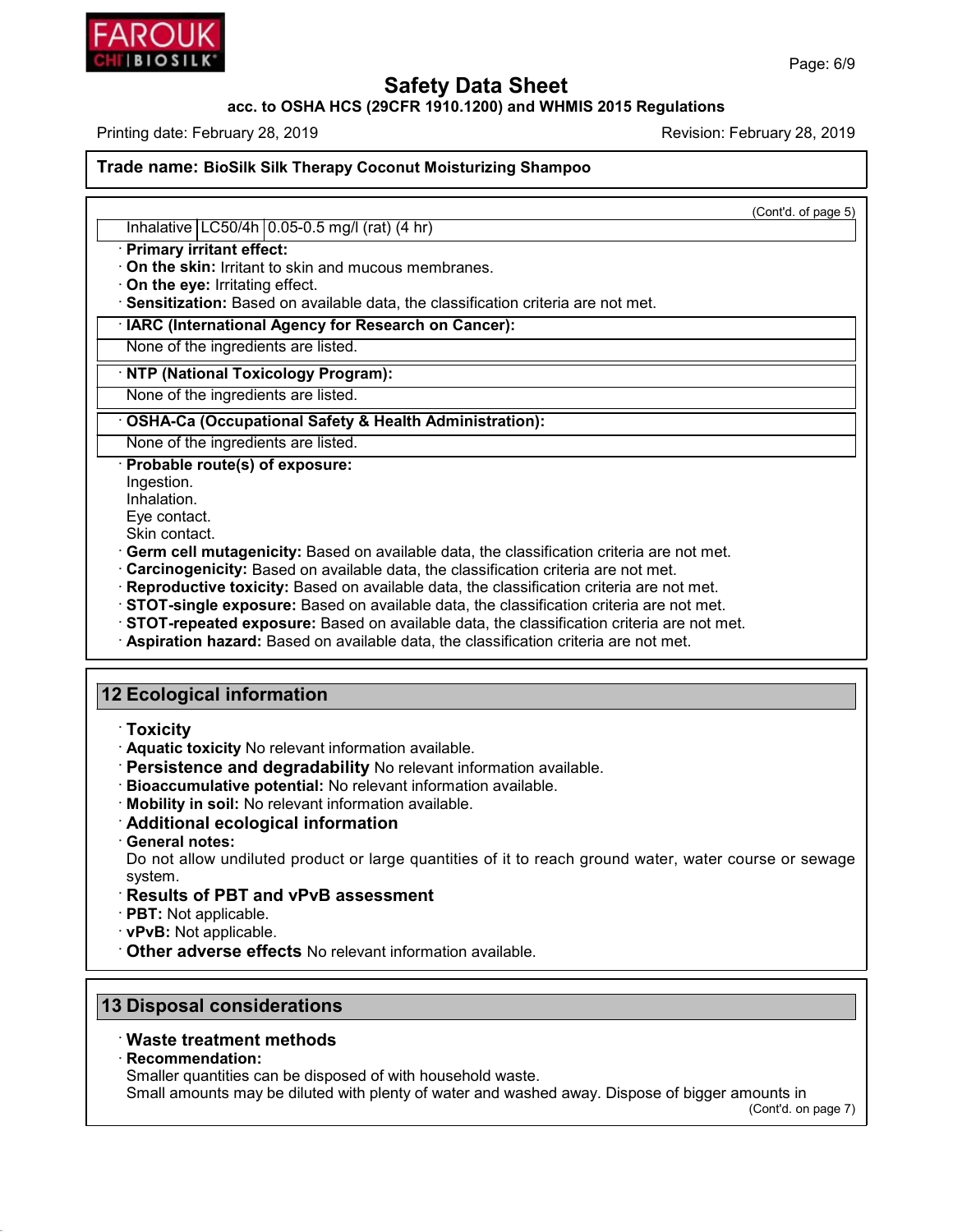**Trade name: BioSilk Silk Therapy Coconut Moisturizing Shampoo**

(Cont'd. of page 5)

| Inhalative | LC50/4h | 0.05-0.5 mg/l (rat) (4 hr) |
|---|---|---|

· **Primary irritant effect:**
· **On the skin:** Irritant to skin and mucous membranes.
· **On the eye:** Irritating effect.
· **Sensitization:** Based on available data, the classification criteria are not met.

· **IARC (International Agency for Research on Cancer):**

None of the ingredients are listed.

· **NTP (National Toxicology Program):**

None of the ingredients are listed.

· **OSHA-Ca (Occupational Safety & Health Administration):**

None of the ingredients are listed.

· **Probable route(s) of exposure:**
Ingestion.
Inhalation.
Eye contact.
Skin contact.
· **Germ cell mutagenicity:** Based on available data, the classification criteria are not met.
· **Carcinogenicity:** Based on available data, the classification criteria are not met.
· **Reproductive toxicity:** Based on available data, the classification criteria are not met.
· **STOT-single exposure:** Based on available data, the classification criteria are not met.
· **STOT-repeated exposure:** Based on available data, the classification criteria are not met.
· **Aspiration hazard:** Based on available data, the classification criteria are not met.

## 12 Ecological information

· **Toxicity**
· **Aquatic toxicity** No relevant information available.
· **Persistence and degradability** No relevant information available.
· **Bioaccumulative potential:** No relevant information available.
· **Mobility in soil:** No relevant information available.
· **Additional ecological information**
· **General notes:**
Do not allow undiluted product or large quantities of it to reach ground water, water course or sewage system.
· **Results of PBT and vPvB assessment**
· **PBT:** Not applicable.
· **vPvB:** Not applicable.
· **Other adverse effects** No relevant information available.

## 13 Disposal considerations

· **Waste treatment methods**
· **Recommendation:**
Smaller quantities can be disposed of with household waste.
Small amounts may be diluted with plenty of water and washed away. Dispose of bigger amounts in

(Cont'd. on page 7)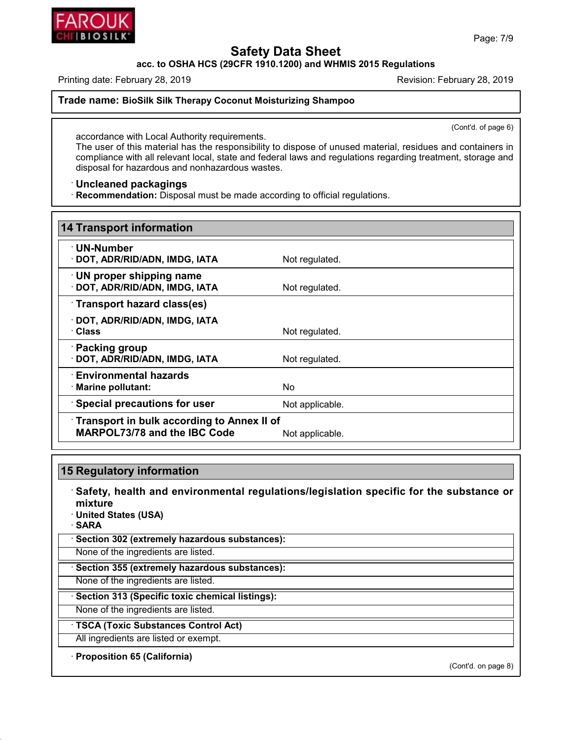**Trade name: BioSilk Silk Therapy Coconut Moisturizing Shampoo**

(Cont'd. of page 6)

accordance with Local Authority requirements.
The user of this material has the responsibility to dispose of unused material, residues and containers in compliance with all relevant local, state and federal laws and regulations regarding treatment, storage and disposal for hazardous and nonhazardous wastes.

· **Uncleaned packagings**
· **Recommendation:** Disposal must be made according to official regulations.

## 14 Transport information

| | |
|---|---|
| · **UN-Number** | |
| · **DOT, ADR/RID/ADN, IMDG, IATA** | Not regulated. |
| · **UN proper shipping name** | |
| · **DOT, ADR/RID/ADN, IMDG, IATA** | Not regulated. |
| · **Transport hazard class(es)** | |
| · **DOT, ADR/RID/ADN, IMDG, IATA** | |
| · **Class** | Not regulated. |
| · **Packing group** | |
| · **DOT, ADR/RID/ADN, IMDG, IATA** | Not regulated. |
| · **Environmental hazards** | |
| · **Marine pollutant:** | No |
| · **Special precautions for user** | Not applicable. |
| · **Transport in bulk according to Annex II of MARPOL73/78 and the IBC Code** | Not applicable. |

## 15 Regulatory information

· **Safety, health and environmental regulations/legislation specific for the substance or mixture**
· **United States (USA)**
· **SARA**

· **Section 302 (extremely hazardous substances):**
None of the ingredients are listed.

· **Section 355 (extremely hazardous substances):**
None of the ingredients are listed.

· **Section 313 (Specific toxic chemical listings):**
None of the ingredients are listed.

· **TSCA (Toxic Substances Control Act)**
All ingredients are listed or exempt.

· **Proposition 65 (California)**

(Cont'd. on page 8)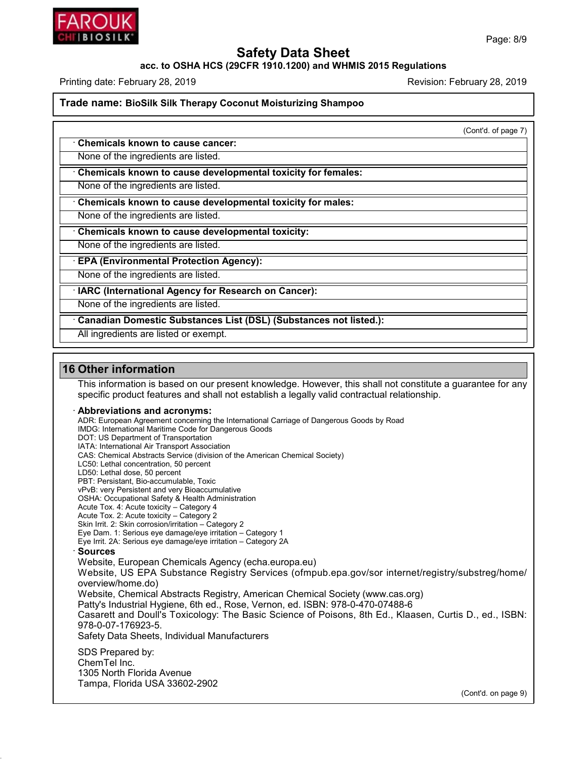**Trade name: BioSilk Silk Therapy Coconut Moisturizing Shampoo**

(Cont'd. of page 7)

· **Chemicals known to cause cancer:**

None of the ingredients are listed.

· **Chemicals known to cause developmental toxicity for females:**

None of the ingredients are listed.

· **Chemicals known to cause developmental toxicity for males:**

None of the ingredients are listed.

· **Chemicals known to cause developmental toxicity:**

None of the ingredients are listed.

· **EPA (Environmental Protection Agency):**

None of the ingredients are listed.

· **IARC (International Agency for Research on Cancer):**

None of the ingredients are listed.

· **Canadian Domestic Substances List (DSL) (Substances not listed.):**

All ingredients are listed or exempt.

## 16 Other information

This information is based on our present knowledge. However, this shall not constitute a guarantee for any specific product features and shall not establish a legally valid contractual relationship.

· **Abbreviations and acronyms:**

ADR: European Agreement concerning the International Carriage of Dangerous Goods by Road
IMDG: International Maritime Code for Dangerous Goods
DOT: US Department of Transportation
IATA: International Air Transport Association
CAS: Chemical Abstracts Service (division of the American Chemical Society)
LC50: Lethal concentration, 50 percent
LD50: Lethal dose, 50 percent
PBT: Persistant, Bio-accumulable, Toxic
vPvB: very Persistent and very Bioaccumulative
OSHA: Occupational Safety & Health Administration
Acute Tox. 4: Acute toxicity – Category 4
Acute Tox. 2: Acute toxicity – Category 2
Skin Irrit. 2: Skin corrosion/irritation – Category 2
Eye Dam. 1: Serious eye damage/eye irritation – Category 1
Eye Irrit. 2A: Serious eye damage/eye irritation – Category 2A

· **Sources**

Website, European Chemicals Agency (echa.europa.eu)
Website, US EPA Substance Registry Services (ofmpub.epa.gov/sor internet/registry/substreg/home/overview/home.do)
Website, Chemical Abstracts Registry, American Chemical Society (www.cas.org)
Patty's Industrial Hygiene, 6th ed., Rose, Vernon, ed. ISBN: 978-0-470-07488-6
Casarett and Doull's Toxicology: The Basic Science of Poisons, 8th Ed., Klaasen, Curtis D., ed., ISBN: 978-0-07-176923-5.
Safety Data Sheets, Individual Manufacturers

SDS Prepared by:
ChemTel Inc.
1305 North Florida Avenue
Tampa, Florida USA 33602-2902

(Cont'd. on page 9)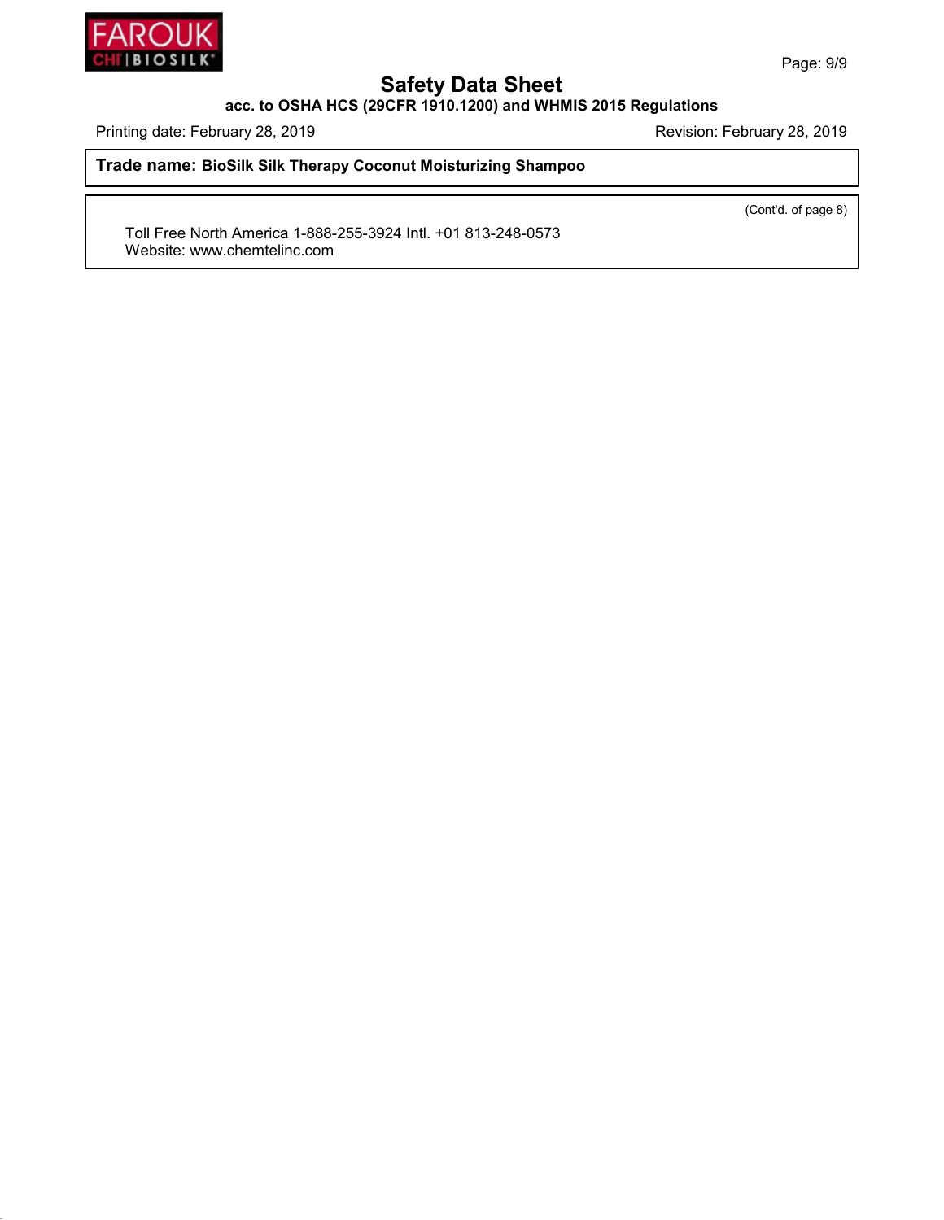(Cont'd. of page 8)

Toll Free North America 1-888-255-3924 Intl. +01 813-248-0573
Website: www.chemtelinc.com